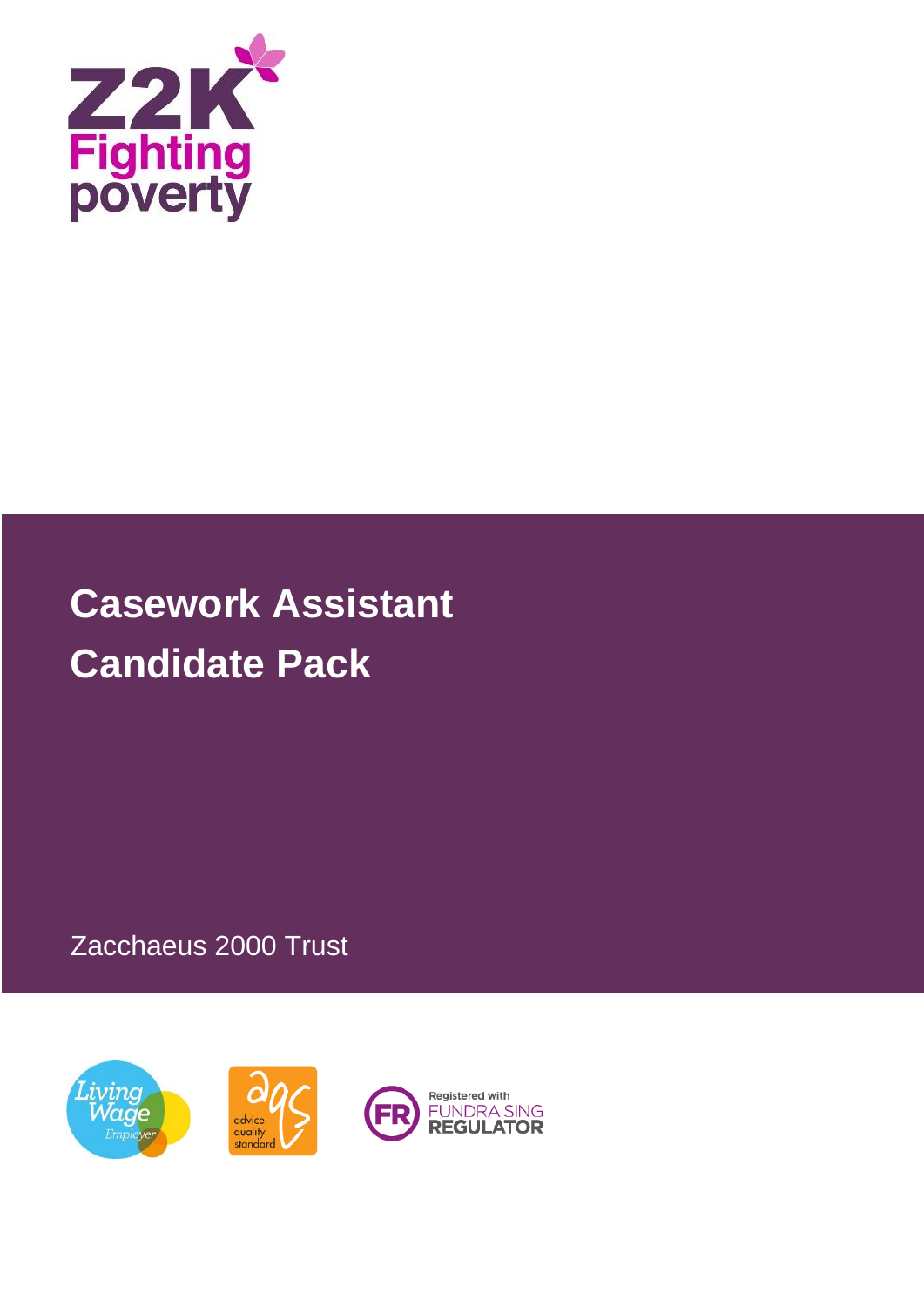Z2K Fighting poverty

# Casework Assistant Candidate Pack

Zacchaeus 2000 Trust

Living Wage Employer

advice quality standard

Registered with FUNDRAISING REGULATOR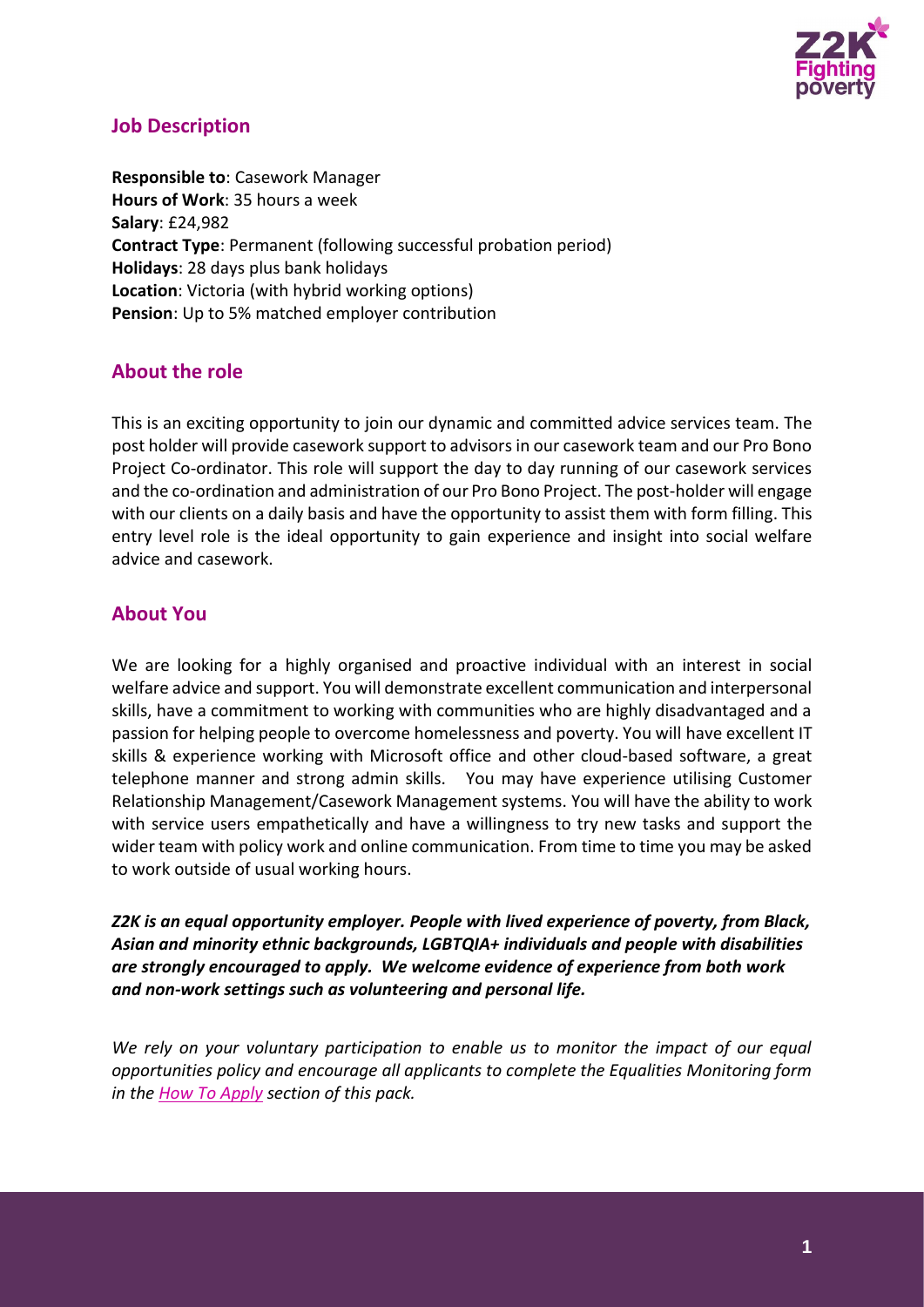## Job Description

**Responsible to**: Casework Manager
**Hours of Work**: 35 hours a week
**Salary**: £24,982
**Contract Type**: Permanent (following successful probation period)
**Holidays**: 28 days plus bank holidays
**Location**: Victoria (with hybrid working options)
**Pension**: Up to 5% matched employer contribution

## About the role

This is an exciting opportunity to join our dynamic and committed advice services team. The post holder will provide casework support to advisors in our casework team and our Pro Bono Project Co-ordinator. This role will support the day to day running of our casework services and the co-ordination and administration of our Pro Bono Project. The post-holder will engage with our clients on a daily basis and have the opportunity to assist them with form filling. This entry level role is the ideal opportunity to gain experience and insight into social welfare advice and casework.

## About You

We are looking for a highly organised and proactive individual with an interest in social welfare advice and support. You will demonstrate excellent communication and interpersonal skills, have a commitment to working with communities who are highly disadvantaged and a passion for helping people to overcome homelessness and poverty. You will have excellent IT skills & experience working with Microsoft office and other cloud-based software, a great telephone manner and strong admin skills. You may have experience utilising Customer Relationship Management/Casework Management systems. You will have the ability to work with service users empathetically and have a willingness to try new tasks and support the wider team with policy work and online communication. From time to time you may be asked to work outside of usual working hours.

***Z2K is an equal opportunity employer. People with lived experience of poverty, from Black, Asian and minority ethnic backgrounds, LGBTQIA+ individuals and people with disabilities are strongly encouraged to apply. We welcome evidence of experience from both work and non-work settings such as volunteering and personal life.***

*We rely on your voluntary participation to enable us to monitor the impact of our equal opportunities policy and encourage all applicants to complete the Equalities Monitoring form in the How To Apply section of this pack.*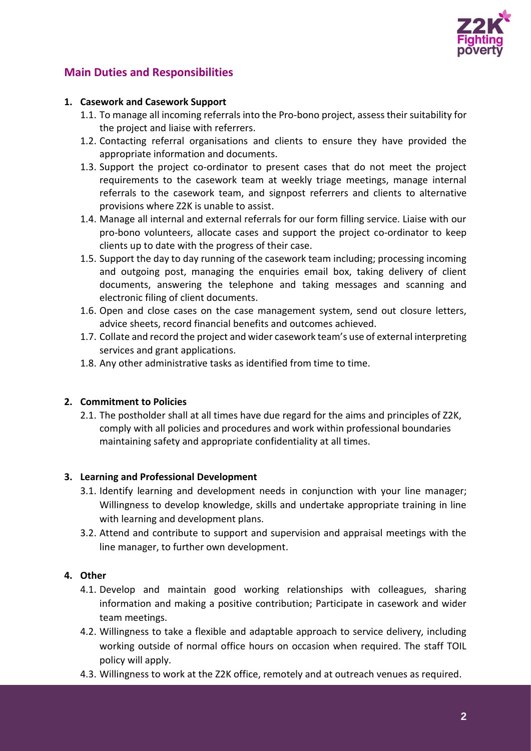## Main Duties and Responsibilities

**1. Casework and Casework Support**

1.1. To manage all incoming referrals into the Pro-bono project, assess their suitability for the project and liaise with referrers.

1.2. Contacting referral organisations and clients to ensure they have provided the appropriate information and documents.

1.3. Support the project co-ordinator to present cases that do not meet the project requirements to the casework team at weekly triage meetings, manage internal referrals to the casework team, and signpost referrers and clients to alternative provisions where Z2K is unable to assist.

1.4. Manage all internal and external referrals for our form filling service. Liaise with our pro-bono volunteers, allocate cases and support the project co-ordinator to keep clients up to date with the progress of their case.

1.5. Support the day to day running of the casework team including; processing incoming and outgoing post, managing the enquiries email box, taking delivery of client documents, answering the telephone and taking messages and scanning and electronic filing of client documents.

1.6. Open and close cases on the case management system, send out closure letters, advice sheets, record financial benefits and outcomes achieved.

1.7. Collate and record the project and wider casework team's use of external interpreting services and grant applications.

1.8. Any other administrative tasks as identified from time to time.

**2. Commitment to Policies**

2.1. The postholder shall at all times have due regard for the aims and principles of Z2K, comply with all policies and procedures and work within professional boundaries maintaining safety and appropriate confidentiality at all times.

**3. Learning and Professional Development**

3.1. Identify learning and development needs in conjunction with your line manager; Willingness to develop knowledge, skills and undertake appropriate training in line with learning and development plans.

3.2. Attend and contribute to support and supervision and appraisal meetings with the line manager, to further own development.

**4. Other**

4.1. Develop and maintain good working relationships with colleagues, sharing information and making a positive contribution; Participate in casework and wider team meetings.

4.2. Willingness to take a flexible and adaptable approach to service delivery, including working outside of normal office hours on occasion when required. The staff TOIL policy will apply.

4.3. Willingness to work at the Z2K office, remotely and at outreach venues as required.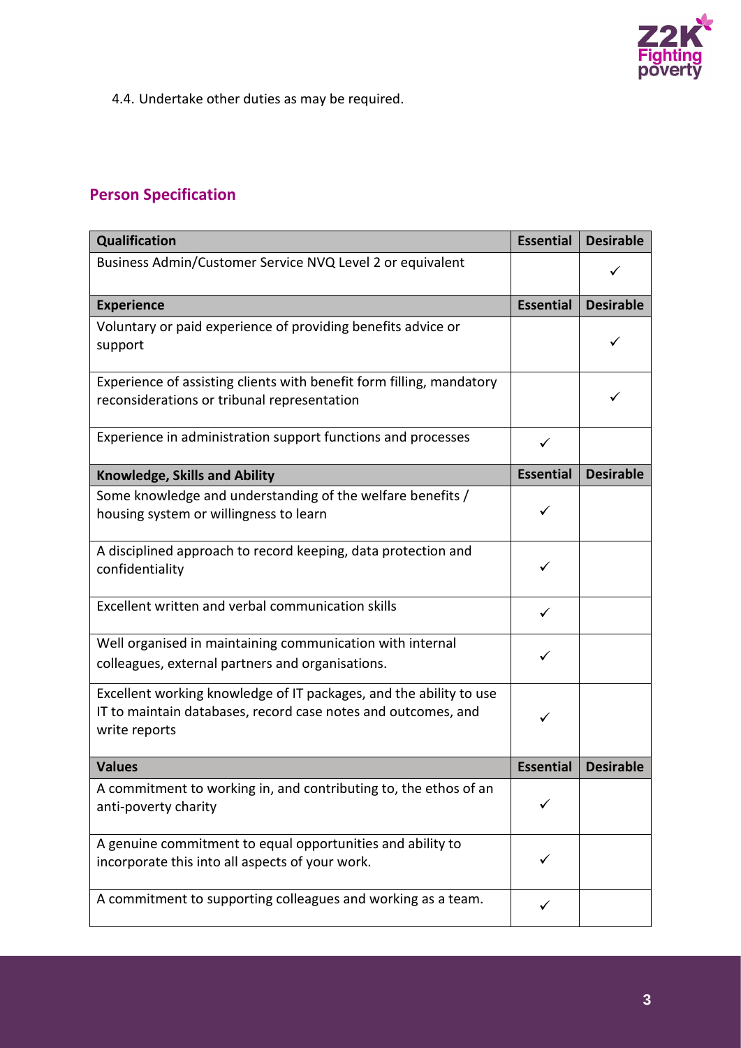4.4. Undertake other duties as may be required.

## Person Specification

| Qualification | Essential | Desirable |
|---|---|---|
| Business Admin/Customer Service NVQ Level 2 or equivalent | | ✓ |
| **Experience** | **Essential** | **Desirable** |
| Voluntary or paid experience of providing benefits advice or support | | ✓ |
| Experience of assisting clients with benefit form filling, mandatory reconsiderations or tribunal representation | | ✓ |
| Experience in administration support functions and processes | ✓ | |
| **Knowledge, Skills and Ability** | **Essential** | **Desirable** |
| Some knowledge and understanding of the welfare benefits / housing system or willingness to learn | ✓ | |
| A disciplined approach to record keeping, data protection and confidentiality | ✓ | |
| Excellent written and verbal communication skills | ✓ | |
| Well organised in maintaining communication with internal colleagues, external partners and organisations. | ✓ | |
| Excellent working knowledge of IT packages, and the ability to use IT to maintain databases, record case notes and outcomes, and write reports | ✓ | |
| **Values** | **Essential** | **Desirable** |
| A commitment to working in, and contributing to, the ethos of an anti-poverty charity | ✓ | |
| A genuine commitment to equal opportunities and ability to incorporate this into all aspects of your work. | ✓ | |
| A commitment to supporting colleagues and working as a team. | ✓ | |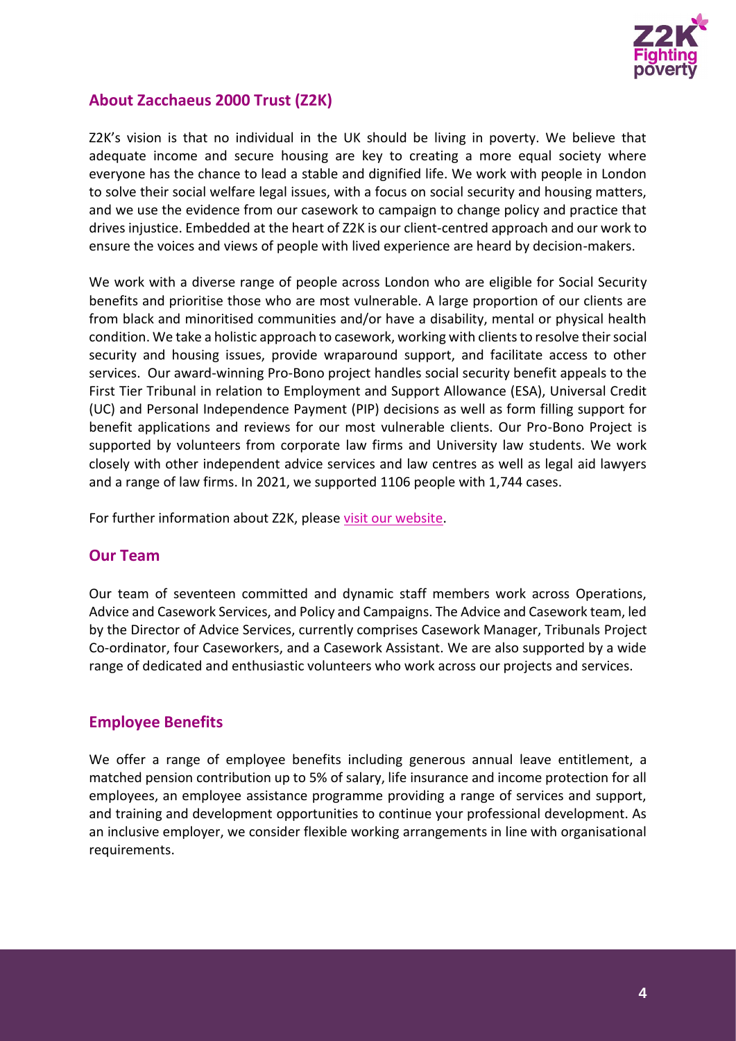## About Zacchaeus 2000 Trust (Z2K)

Z2K's vision is that no individual in the UK should be living in poverty. We believe that adequate income and secure housing are key to creating a more equal society where everyone has the chance to lead a stable and dignified life. We work with people in London to solve their social welfare legal issues, with a focus on social security and housing matters, and we use the evidence from our casework to campaign to change policy and practice that drives injustice. Embedded at the heart of Z2K is our client-centred approach and our work to ensure the voices and views of people with lived experience are heard by decision-makers.

We work with a diverse range of people across London who are eligible for Social Security benefits and prioritise those who are most vulnerable. A large proportion of our clients are from black and minoritised communities and/or have a disability, mental or physical health condition. We take a holistic approach to casework, working with clients to resolve their social security and housing issues, provide wraparound support, and facilitate access to other services. Our award-winning Pro-Bono project handles social security benefit appeals to the First Tier Tribunal in relation to Employment and Support Allowance (ESA), Universal Credit (UC) and Personal Independence Payment (PIP) decisions as well as form filling support for benefit applications and reviews for our most vulnerable clients. Our Pro-Bono Project is supported by volunteers from corporate law firms and University law students. We work closely with other independent advice services and law centres as well as legal aid lawyers and a range of law firms. In 2021, we supported 1106 people with 1,744 cases.

For further information about Z2K, please visit our website.

## Our Team

Our team of seventeen committed and dynamic staff members work across Operations, Advice and Casework Services, and Policy and Campaigns. The Advice and Casework team, led by the Director of Advice Services, currently comprises Casework Manager, Tribunals Project Co-ordinator, four Caseworkers, and a Casework Assistant. We are also supported by a wide range of dedicated and enthusiastic volunteers who work across our projects and services.

## Employee Benefits

We offer a range of employee benefits including generous annual leave entitlement, a matched pension contribution up to 5% of salary, life insurance and income protection for all employees, an employee assistance programme providing a range of services and support, and training and development opportunities to continue your professional development. As an inclusive employer, we consider flexible working arrangements in line with organisational requirements.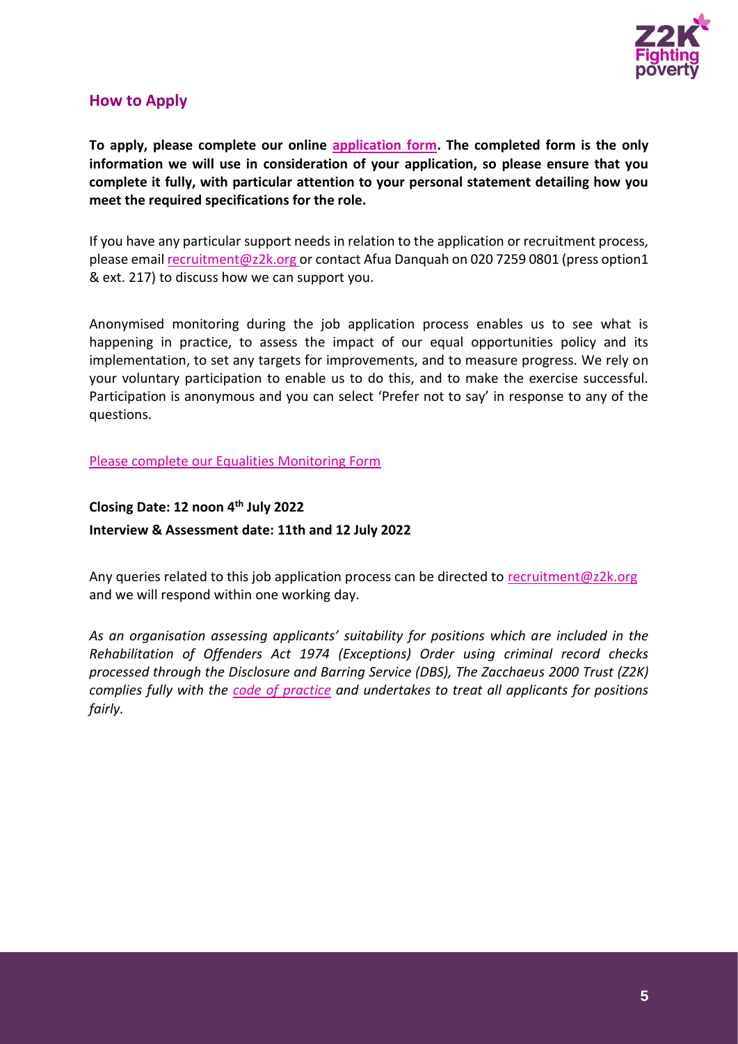## How to Apply

**To apply, please complete our online application form. The completed form is the only information we will use in consideration of your application, so please ensure that you complete it fully, with particular attention to your personal statement detailing how you meet the required specifications for the role.**

If you have any particular support needs in relation to the application or recruitment process, please email recruitment@z2k.org or contact Afua Danquah on 020 7259 0801 (press option1 & ext. 217) to discuss how we can support you.

Anonymised monitoring during the job application process enables us to see what is happening in practice, to assess the impact of our equal opportunities policy and its implementation, to set any targets for improvements, and to measure progress. We rely on your voluntary participation to enable us to do this, and to make the exercise successful. Participation is anonymous and you can select 'Prefer not to say' in response to any of the questions.

Please complete our Equalities Monitoring Form

**Closing Date: 12 noon 4th July 2022**

**Interview & Assessment date: 11th and 12 July 2022**

Any queries related to this job application process can be directed to recruitment@z2k.org and we will respond within one working day.

*As an organisation assessing applicants' suitability for positions which are included in the Rehabilitation of Offenders Act 1974 (Exceptions) Order using criminal record checks processed through the Disclosure and Barring Service (DBS), The Zacchaeus 2000 Trust (Z2K) complies fully with the code of practice and undertakes to treat all applicants for positions fairly.*